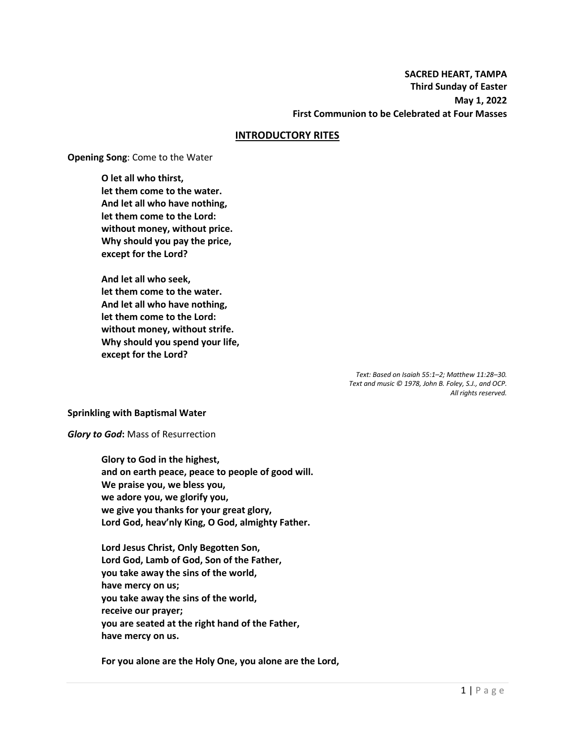**SACRED HEART, TAMPA**
**Third Sunday of Easter**
**May 1, 2022**
**First Communion to be Celebrated at Four Masses**

## INTRODUCTORY RITES

**Opening Song**: Come to the Water

> **O let all who thirst,**
> **let them come to the water.**
> **And let all who have nothing,**
> **let them come to the Lord:**
> **without money, without price.**
> **Why should you pay the price,**
> **except for the Lord?**
>
> **And let all who seek,**
> **let them come to the water.**
> **And let all who have nothing,**
> **let them come to the Lord:**
> **without money, without strife.**
> **Why should you spend your life,**
> **except for the Lord?**

*Text: Based on Isaiah 55:1–2; Matthew 11:28–30.*
*Text and music © 1978, John B. Foley, S.J., and OCP.*
*All rights reserved.*

**Sprinkling with Baptismal Water**

***Glory to God*:** Mass of Resurrection

> **Glory to God in the highest,**
> **and on earth peace, peace to people of good will.**
> **We praise you, we bless you,**
> **we adore you, we glorify you,**
> **we give you thanks for your great glory,**
> **Lord God, heav'nly King, O God, almighty Father.**
>
> **Lord Jesus Christ, Only Begotten Son,**
> **Lord God, Lamb of God, Son of the Father,**
> **you take away the sins of the world,**
> **have mercy on us;**
> **you take away the sins of the world,**
> **receive our prayer;**
> **you are seated at the right hand of the Father,**
> **have mercy on us.**
>
> **For you alone are the Holy One, you alone are the Lord,**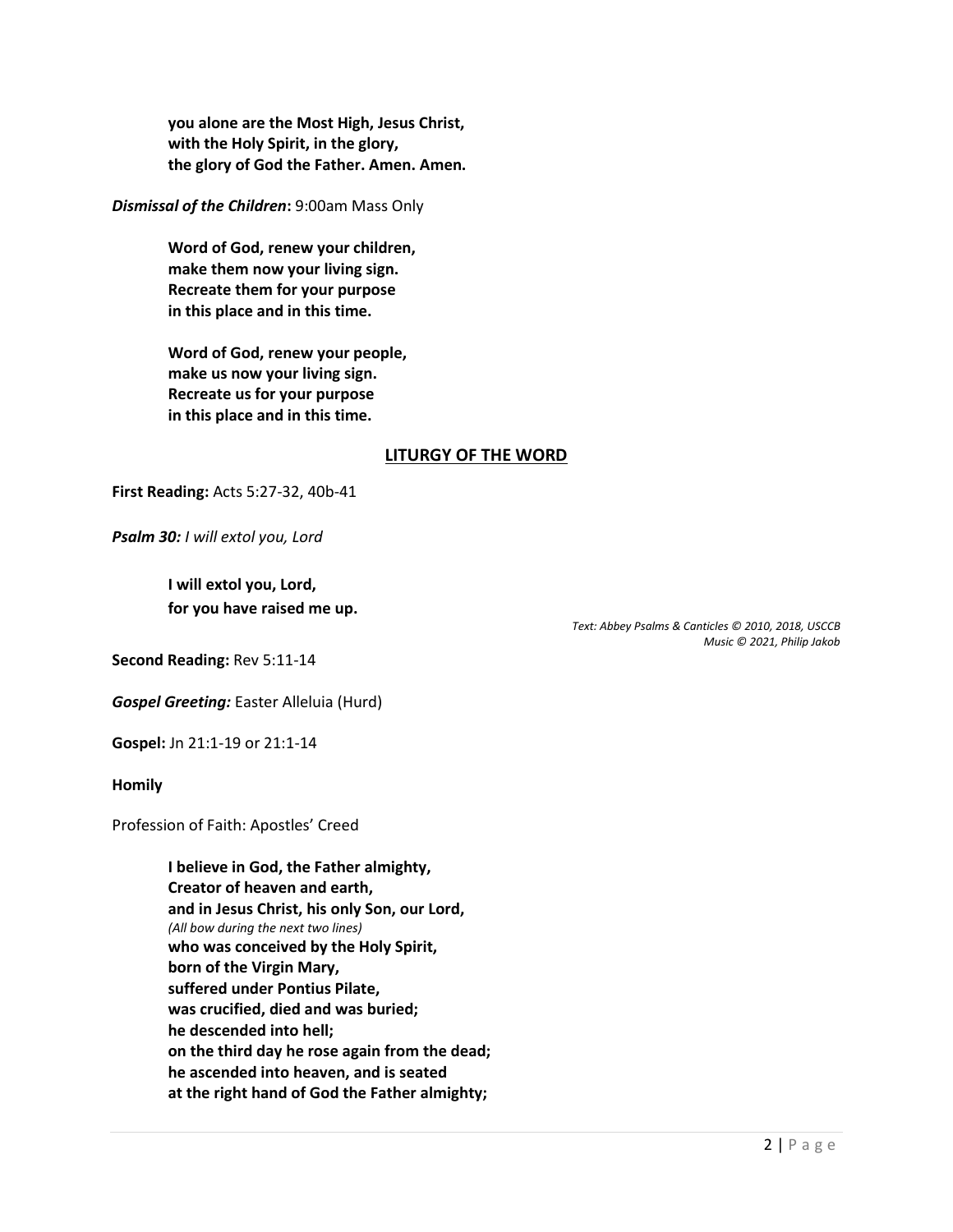**you alone are the Most High, Jesus Christ,**
**with the Holy Spirit, in the glory,**
**the glory of God the Father. Amen. Amen.**

***Dismissal of the Children*:** 9:00am Mass Only

**Word of God, renew your children,**
**make them now your living sign.**
**Recreate them for your purpose**
**in this place and in this time.**

**Word of God, renew your people,**
**make us now your living sign.**
**Recreate us for your purpose**
**in this place and in this time.**

## LITURGY OF THE WORD

**First Reading:** Acts 5:27-32, 40b-41

***Psalm 30:*** *I will extol you, Lord*

**I will extol you, Lord,**
**for you have raised me up.**

*Text: Abbey Psalms & Canticles © 2010, 2018, USCCB*
*Music © 2021, Philip Jakob*

**Second Reading:** Rev 5:11-14

***Gospel Greeting:*** Easter Alleluia (Hurd)

**Gospel:** Jn 21:1-19 or 21:1-14

**Homily**

Profession of Faith: Apostles' Creed

**I believe in God, the Father almighty,**
**Creator of heaven and earth,**
**and in Jesus Christ, his only Son, our Lord,**
*(All bow during the next two lines)*
**who was conceived by the Holy Spirit,**
**born of the Virgin Mary,**
**suffered under Pontius Pilate,**
**was crucified, died and was buried;**
**he descended into hell;**
**on the third day he rose again from the dead;**
**he ascended into heaven, and is seated**
**at the right hand of God the Father almighty;**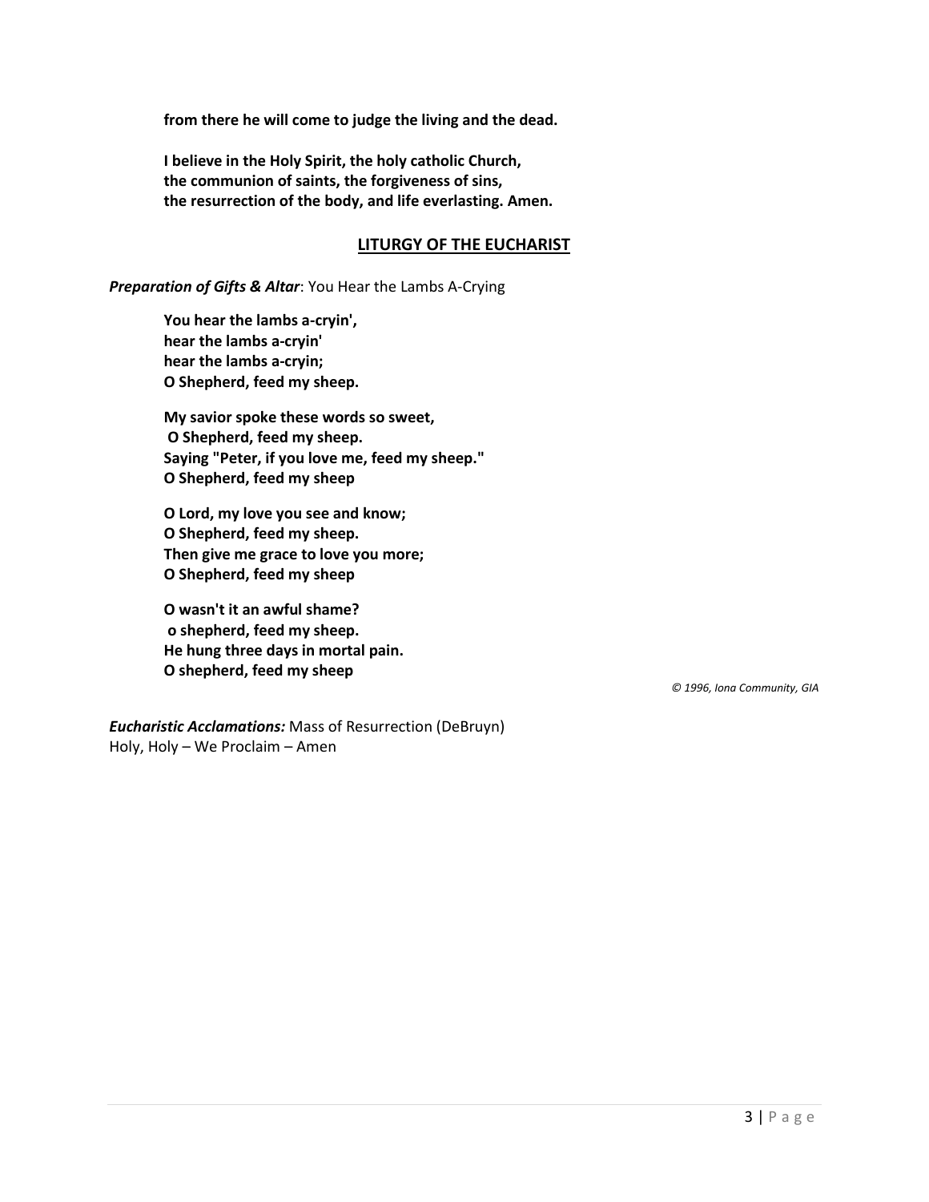**from there he will come to judge the living and the dead.**

**I believe in the Holy Spirit, the holy catholic Church,**
**the communion of saints, the forgiveness of sins,**
**the resurrection of the body, and life everlasting. Amen.**

## LITURGY OF THE EUCHARIST

***Preparation of Gifts & Altar***: You Hear the Lambs A-Crying

**You hear the lambs a-cryin',**
**hear the lambs a-cryin'**
**hear the lambs a-cryin;**
**O Shepherd, feed my sheep.**

**My savior spoke these words so sweet,**
**O Shepherd, feed my sheep.**
**Saying "Peter, if you love me, feed my sheep."**
**O Shepherd, feed my sheep**

**O Lord, my love you see and know;**
**O Shepherd, feed my sheep.**
**Then give me grace to love you more;**
**O Shepherd, feed my sheep**

**O wasn't it an awful shame?**
**o shepherd, feed my sheep.**
**He hung three days in mortal pain.**
**O shepherd, feed my sheep**

*© 1996, Iona Community, GIA*

***Eucharistic Acclamations:*** Mass of Resurrection (DeBruyn)
Holy, Holy – We Proclaim – Amen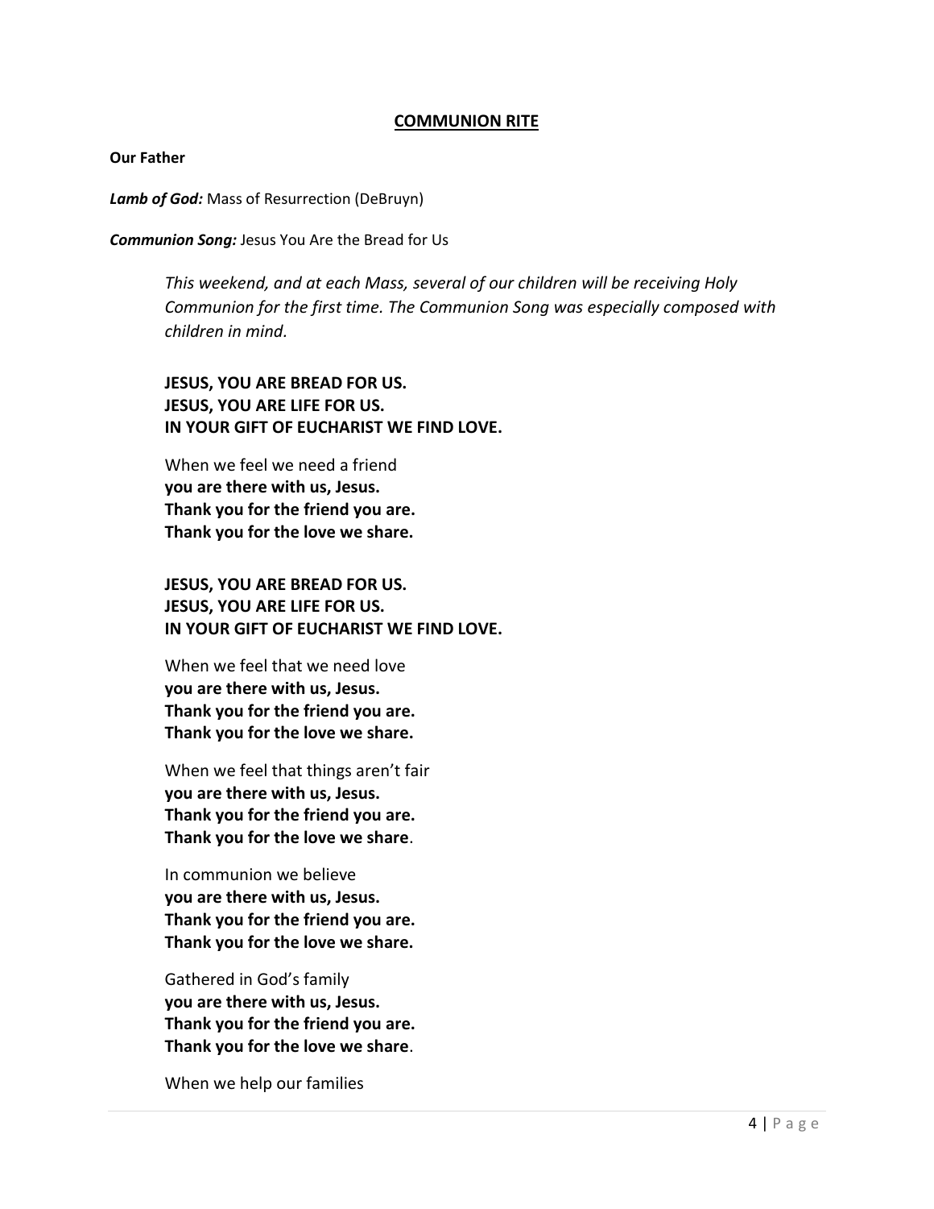## COMMUNION RITE

**Our Father**

***Lamb of God:*** Mass of Resurrection (DeBruyn)

***Communion Song:*** Jesus You Are the Bread for Us

> *This weekend, and at each Mass, several of our children will be receiving Holy Communion for the first time. The Communion Song was especially composed with children in mind.*
>
> **JESUS, YOU ARE BREAD FOR US.**
> **JESUS, YOU ARE LIFE FOR US.**
> **IN YOUR GIFT OF EUCHARIST WE FIND LOVE.**
>
> When we feel we need a friend
> **you are there with us, Jesus.**
> **Thank you for the friend you are.**
> **Thank you for the love we share.**
>
> **JESUS, YOU ARE BREAD FOR US.**
> **JESUS, YOU ARE LIFE FOR US.**
> **IN YOUR GIFT OF EUCHARIST WE FIND LOVE.**
>
> When we feel that we need love
> **you are there with us, Jesus.**
> **Thank you for the friend you are.**
> **Thank you for the love we share.**
>
> When we feel that things aren't fair
> **you are there with us, Jesus.**
> **Thank you for the friend you are.**
> **Thank you for the love we share**.
>
> In communion we believe
> **you are there with us, Jesus.**
> **Thank you for the friend you are.**
> **Thank you for the love we share.**
>
> Gathered in God's family
> **you are there with us, Jesus.**
> **Thank you for the friend you are.**
> **Thank you for the love we share**.
>
> When we help our families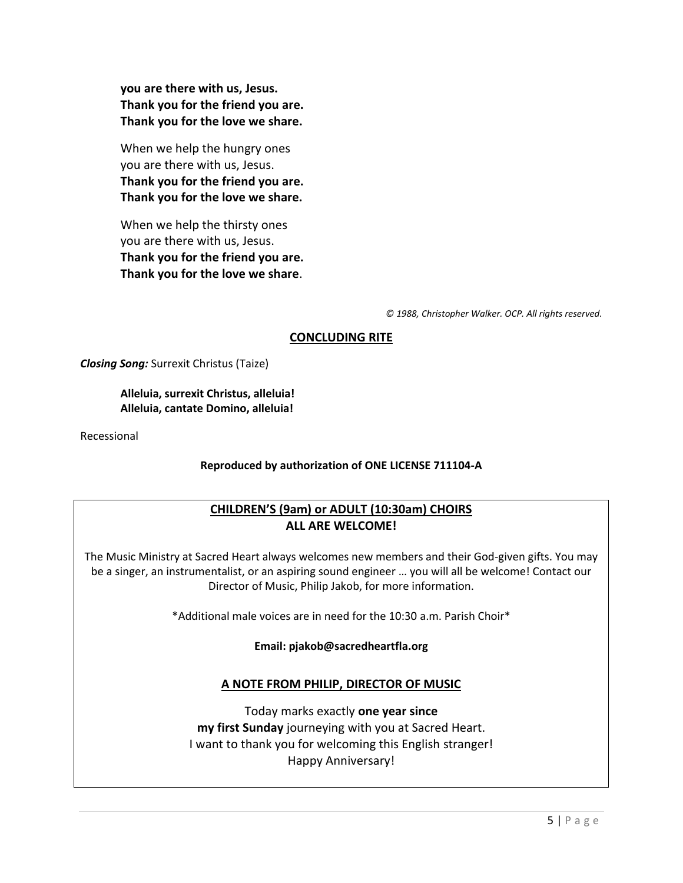**you are there with us, Jesus.**
**Thank you for the friend you are.**
**Thank you for the love we share.**

When we help the hungry ones
you are there with us, Jesus.
**Thank you for the friend you are.**
**Thank you for the love we share.**

When we help the thirsty ones
you are there with us, Jesus.
**Thank you for the friend you are.**
**Thank you for the love we share**.

*© 1988, Christopher Walker. OCP. All rights reserved.*

## CONCLUDING RITE

***Closing Song:*** Surrexit Christus (Taize)

**Alleluia, surrexit Christus, alleluia!**
**Alleluia, cantate Domino, alleluia!**

Recessional

**Reproduced by authorization of ONE LICENSE 711104-A**

## CHILDREN'S (9am) or ADULT (10:30am) CHOIRS
**ALL ARE WELCOME!**

The Music Ministry at Sacred Heart always welcomes new members and their God-given gifts. You may be a singer, an instrumentalist, or an aspiring sound engineer … you will all be welcome! Contact our Director of Music, Philip Jakob, for more information.

*Additional male voices are in need for the 10:30 a.m. Parish Choir*

**Email: pjakob@sacredheartfla.org**

## A NOTE FROM PHILIP, DIRECTOR OF MUSIC

Today marks exactly **one year since my first Sunday** journeying with you at Sacred Heart.
I want to thank you for welcoming this English stranger!
Happy Anniversary!